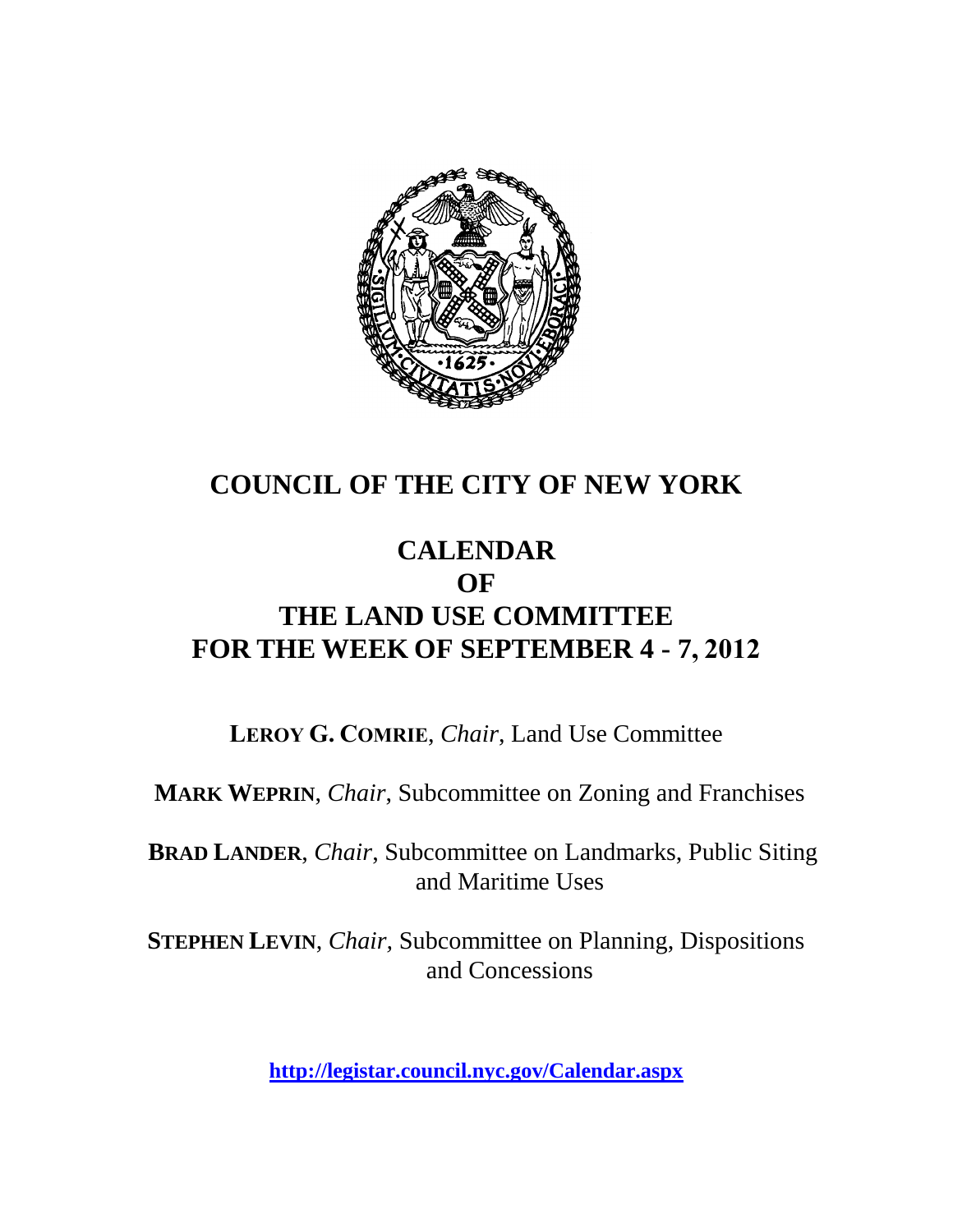# COUNCIL OF THE CITY OF NEW YORK

## CALENDAR
## OF
## THE LAND USE COMMITTEE
## FOR THE WEEK OF SEPTEMBER 4 - 7, 2012

**LEROY G. COMRIE**, *Chair*, Land Use Committee

**MARK WEPRIN**, *Chair*, Subcommittee on Zoning and Franchises

**BRAD LANDER**, *Chair*, Subcommittee on Landmarks, Public Siting and Maritime Uses

**STEPHEN LEVIN**, *Chair*, Subcommittee on Planning, Dispositions and Concessions

**http://legistar.council.nyc.gov/Calendar.aspx**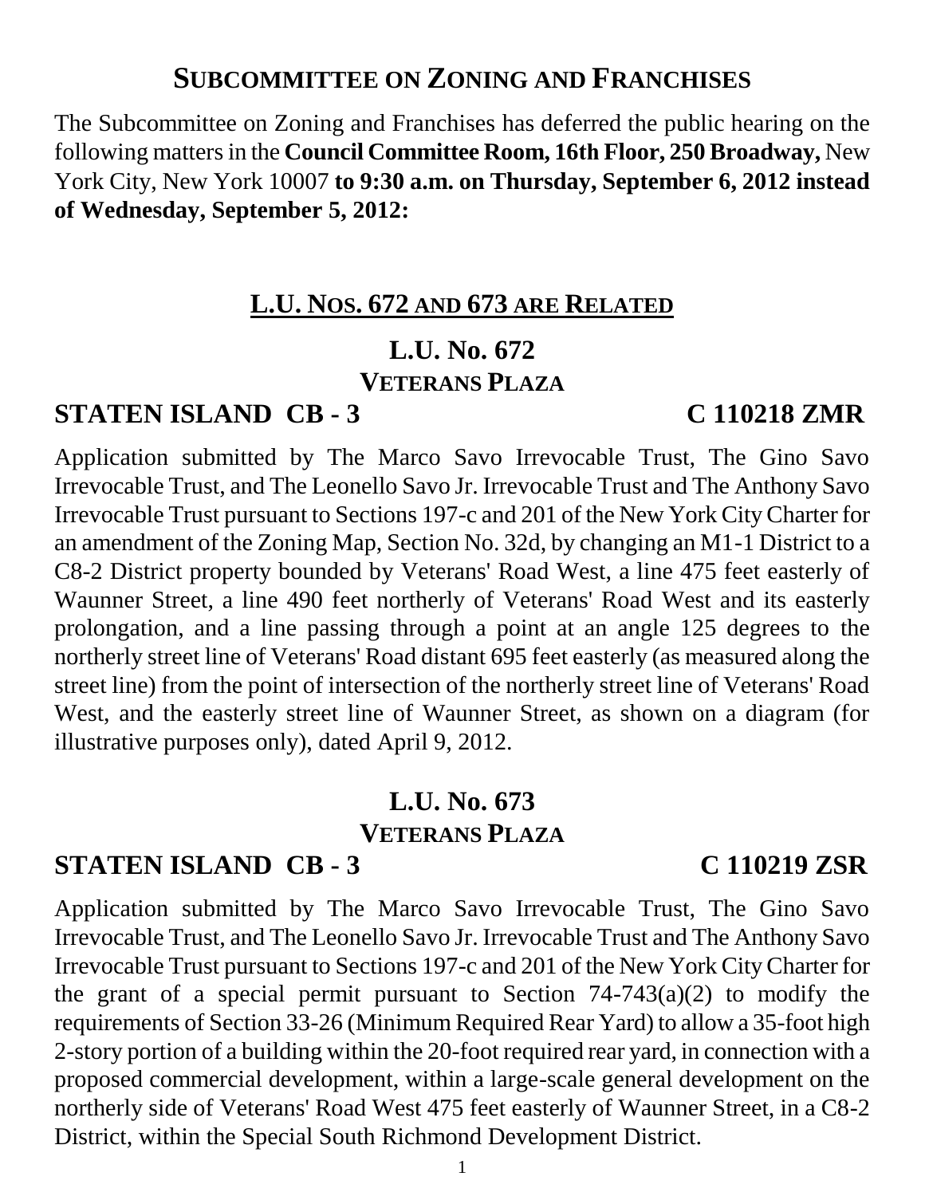## SUBCOMMITTEE ON ZONING AND FRANCHISES

The Subcommittee on Zoning and Franchises has deferred the public hearing on the following matters in the **Council Committee Room, 16th Floor, 250 Broadway,** New York City, New York 10007 **to 9:30 a.m. on Thursday, September 6, 2012 instead of Wednesday, September 5, 2012:**

### L.U. NOS. 672 AND 673 ARE RELATED

### L.U. No. 672
### VETERANS PLAZA

**STATEN ISLAND CB - 3 C 110218 ZMR**

Application submitted by The Marco Savo Irrevocable Trust, The Gino Savo Irrevocable Trust, and The Leonello Savo Jr. Irrevocable Trust and The Anthony Savo Irrevocable Trust pursuant to Sections 197-c and 201 of the New York City Charter for an amendment of the Zoning Map, Section No. 32d, by changing an M1-1 District to a C8-2 District property bounded by Veterans' Road West, a line 475 feet easterly of Waunner Street, a line 490 feet northerly of Veterans' Road West and its easterly prolongation, and a line passing through a point at an angle 125 degrees to the northerly street line of Veterans' Road distant 695 feet easterly (as measured along the street line) from the point of intersection of the northerly street line of Veterans' Road West, and the easterly street line of Waunner Street, as shown on a diagram (for illustrative purposes only), dated April 9, 2012.

### L.U. No. 673
### VETERANS PLAZA

**STATEN ISLAND CB - 3 C 110219 ZSR**

Application submitted by The Marco Savo Irrevocable Trust, The Gino Savo Irrevocable Trust, and The Leonello Savo Jr. Irrevocable Trust and The Anthony Savo Irrevocable Trust pursuant to Sections 197-c and 201 of the New York City Charter for the grant of a special permit pursuant to Section 74-743(a)(2) to modify the requirements of Section 33-26 (Minimum Required Rear Yard) to allow a 35-foot high 2-story portion of a building within the 20-foot required rear yard, in connection with a proposed commercial development, within a large-scale general development on the northerly side of Veterans' Road West 475 feet easterly of Waunner Street, in a C8-2 District, within the Special South Richmond Development District.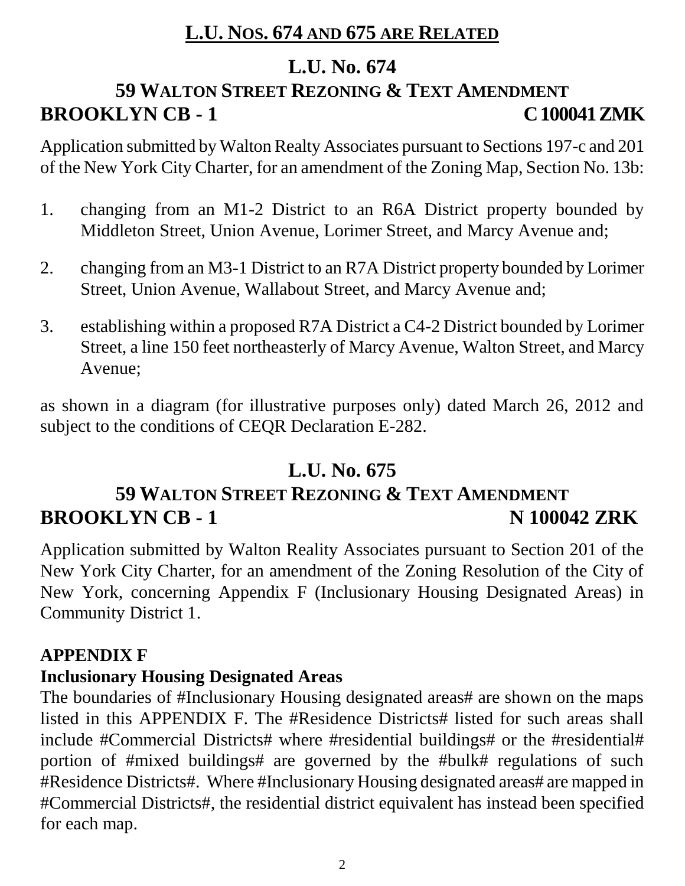## L.U. NOS. 674 AND 675 ARE RELATED

## L.U. No. 674

## 59 WALTON STREET REZONING & TEXT AMENDMENT

**BROOKLYN CB - 1** **C 100041 ZMK**

Application submitted by Walton Realty Associates pursuant to Sections 197-c and 201 of the New York City Charter, for an amendment of the Zoning Map, Section No. 13b:

1. changing from an M1-2 District to an R6A District property bounded by Middleton Street, Union Avenue, Lorimer Street, and Marcy Avenue and;

2. changing from an M3-1 District to an R7A District property bounded by Lorimer Street, Union Avenue, Wallabout Street, and Marcy Avenue and;

3. establishing within a proposed R7A District a C4-2 District bounded by Lorimer Street, a line 150 feet northeasterly of Marcy Avenue, Walton Street, and Marcy Avenue;

as shown in a diagram (for illustrative purposes only) dated March 26, 2012 and subject to the conditions of CEQR Declaration E-282.

## L.U. No. 675

## 59 WALTON STREET REZONING & TEXT AMENDMENT

**BROOKLYN CB - 1** **N 100042 ZRK**

Application submitted by Walton Reality Associates pursuant to Section 201 of the New York City Charter, for an amendment of the Zoning Resolution of the City of New York, concerning Appendix F (Inclusionary Housing Designated Areas) in Community District 1.

**APPENDIX F**

**Inclusionary Housing Designated Areas**

The boundaries of #Inclusionary Housing designated areas# are shown on the maps listed in this APPENDIX F. The #Residence Districts# listed for such areas shall include #Commercial Districts# where #residential buildings# or the #residential# portion of #mixed buildings# are governed by the #bulk# regulations of such #Residence Districts#. Where #Inclusionary Housing designated areas# are mapped in #Commercial Districts#, the residential district equivalent has instead been specified for each map.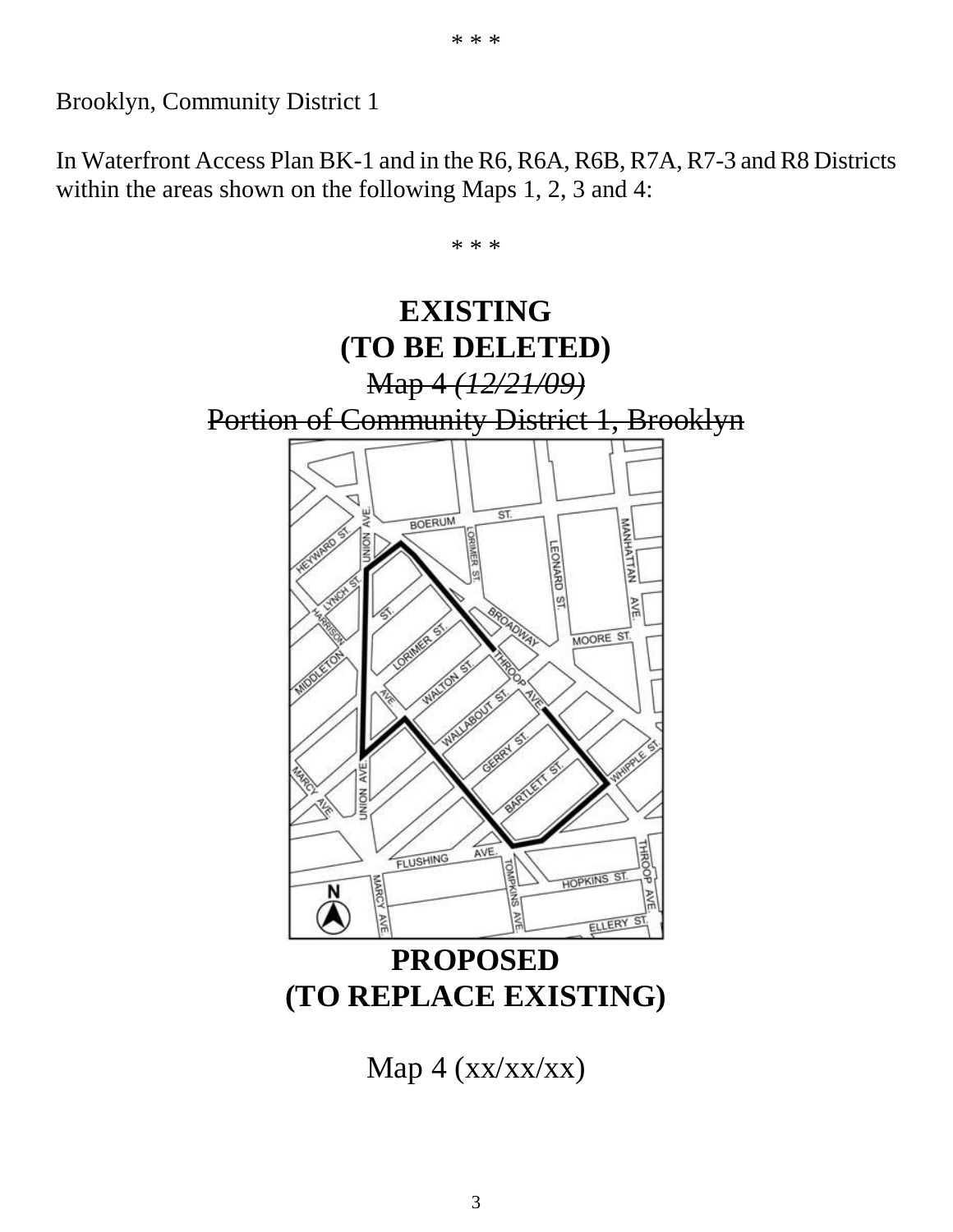\* \* \*

Brooklyn, Community District 1

In Waterfront Access Plan BK-1 and in the R6, R6A, R6B, R7A, R7-3 and R8 Districts within the areas shown on the following Maps 1, 2, 3 and 4:

\* \* \*

**EXISTING**
**(TO BE DELETED)**

~~Map 4 *(12/21/09)*~~

~~Portion of Community District 1, Brooklyn~~

**PROPOSED**
**(TO REPLACE EXISTING)**

Map 4 (xx/xx/xx)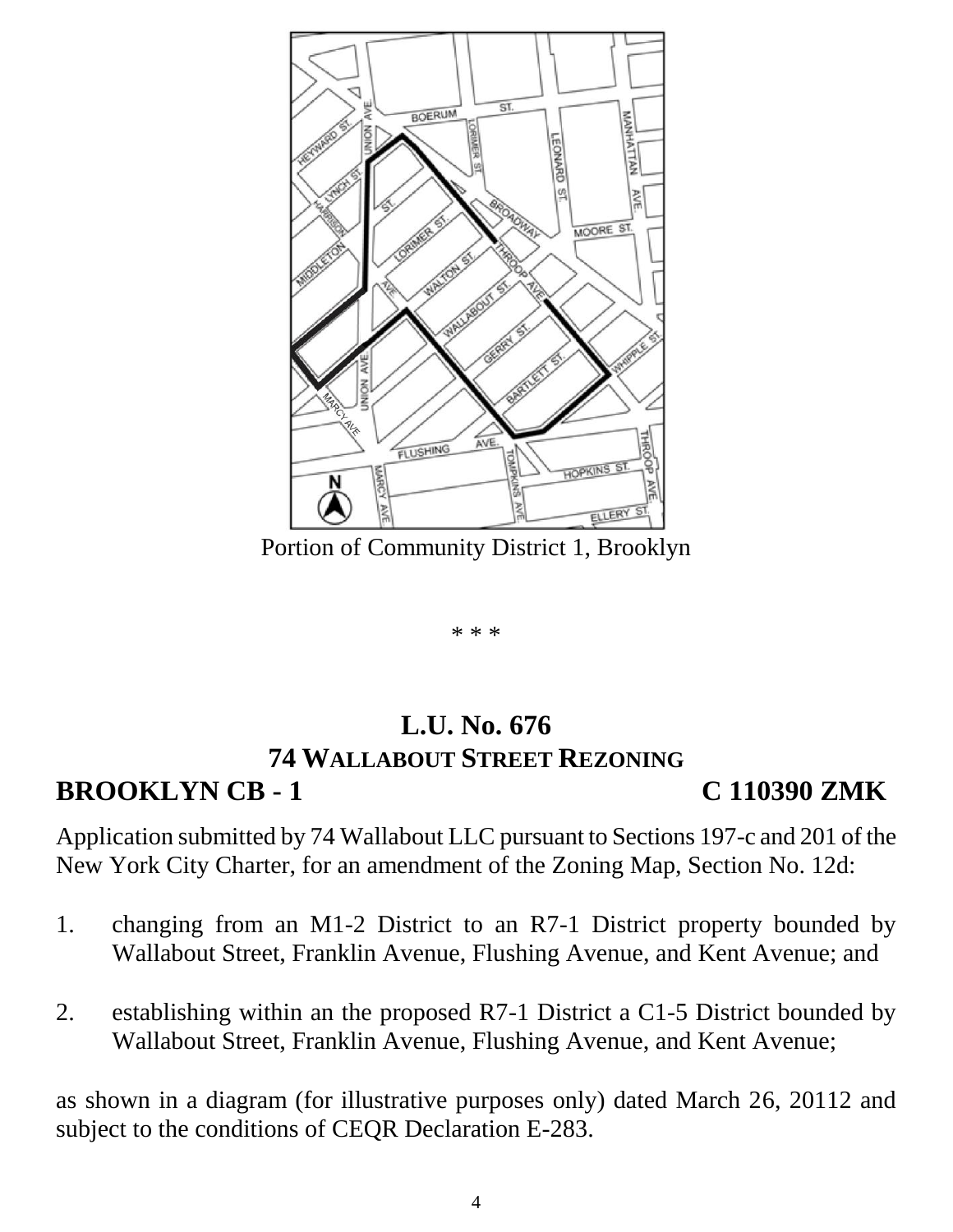Portion of Community District 1, Brooklyn

\* \* \*

## L.U. No. 676
## 74 WALLABOUT STREET REZONING

**BROOKLYN CB - 1** **C 110390 ZMK**

Application submitted by 74 Wallabout LLC pursuant to Sections 197-c and 201 of the New York City Charter, for an amendment of the Zoning Map, Section No. 12d:

1. changing from an M1-2 District to an R7-1 District property bounded by Wallabout Street, Franklin Avenue, Flushing Avenue, and Kent Avenue; and

2. establishing within an the proposed R7-1 District a C1-5 District bounded by Wallabout Street, Franklin Avenue, Flushing Avenue, and Kent Avenue;

as shown in a diagram (for illustrative purposes only) dated March 26, 20112 and subject to the conditions of CEQR Declaration E-283.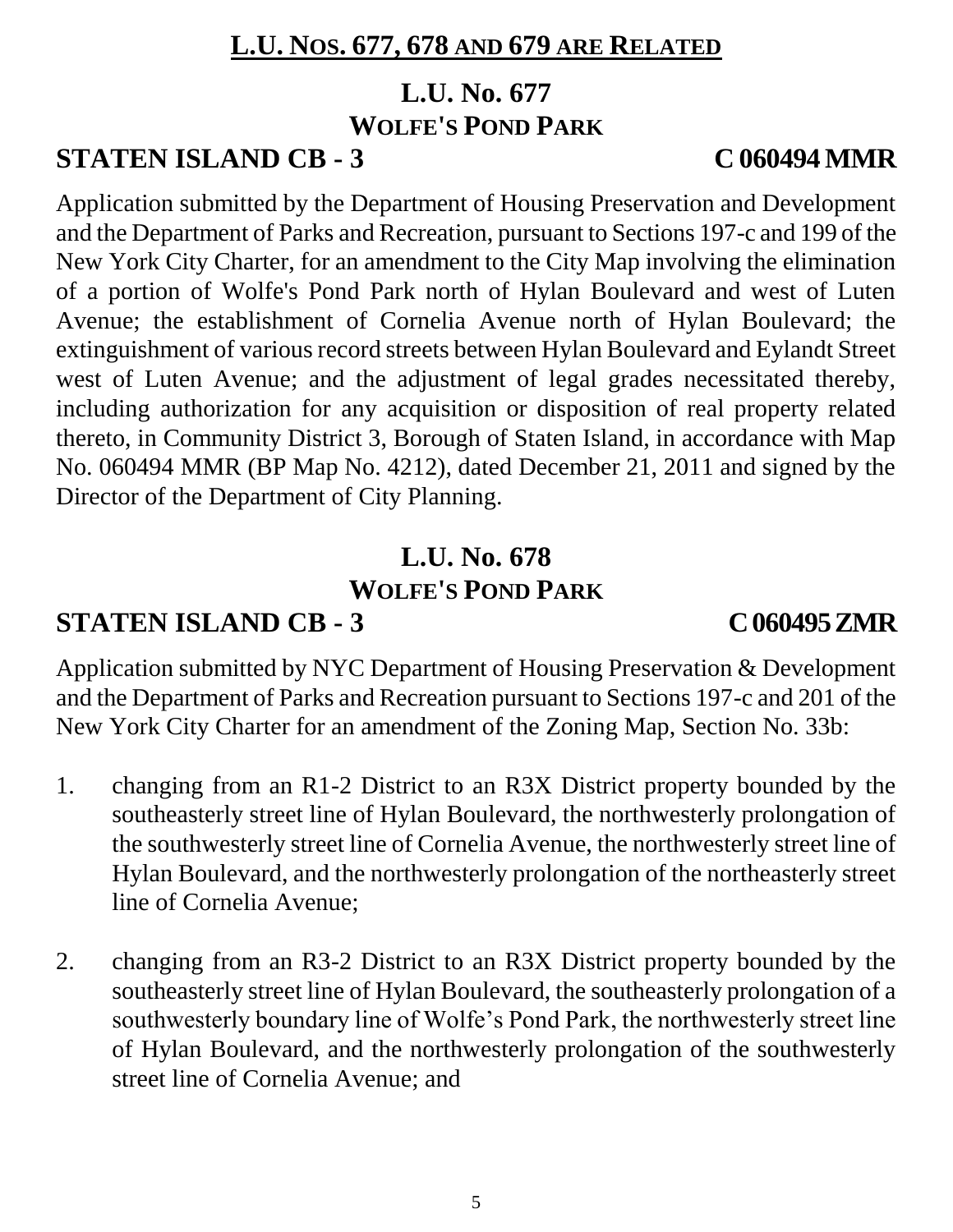## L.U. NOS. 677, 678 AND 679 ARE RELATED

### L.U. No. 677
### WOLFE'S POND PARK

**STATEN ISLAND CB - 3** **C 060494 MMR**

Application submitted by the Department of Housing Preservation and Development and the Department of Parks and Recreation, pursuant to Sections 197-c and 199 of the New York City Charter, for an amendment to the City Map involving the elimination of a portion of Wolfe's Pond Park north of Hylan Boulevard and west of Luten Avenue; the establishment of Cornelia Avenue north of Hylan Boulevard; the extinguishment of various record streets between Hylan Boulevard and Eylandt Street west of Luten Avenue; and the adjustment of legal grades necessitated thereby, including authorization for any acquisition or disposition of real property related thereto, in Community District 3, Borough of Staten Island, in accordance with Map No. 060494 MMR (BP Map No. 4212), dated December 21, 2011 and signed by the Director of the Department of City Planning.

### L.U. No. 678
### WOLFE'S POND PARK

**STATEN ISLAND CB - 3** **C 060495 ZMR**

Application submitted by NYC Department of Housing Preservation & Development and the Department of Parks and Recreation pursuant to Sections 197-c and 201 of the New York City Charter for an amendment of the Zoning Map, Section No. 33b:

1. changing from an R1-2 District to an R3X District property bounded by the southeasterly street line of Hylan Boulevard, the northwesterly prolongation of the southwesterly street line of Cornelia Avenue, the northwesterly street line of Hylan Boulevard, and the northwesterly prolongation of the northeasterly street line of Cornelia Avenue;

2. changing from an R3-2 District to an R3X District property bounded by the southeasterly street line of Hylan Boulevard, the southeasterly prolongation of a southwesterly boundary line of Wolfe's Pond Park, the northwesterly street line of Hylan Boulevard, and the northwesterly prolongation of the southwesterly street line of Cornelia Avenue; and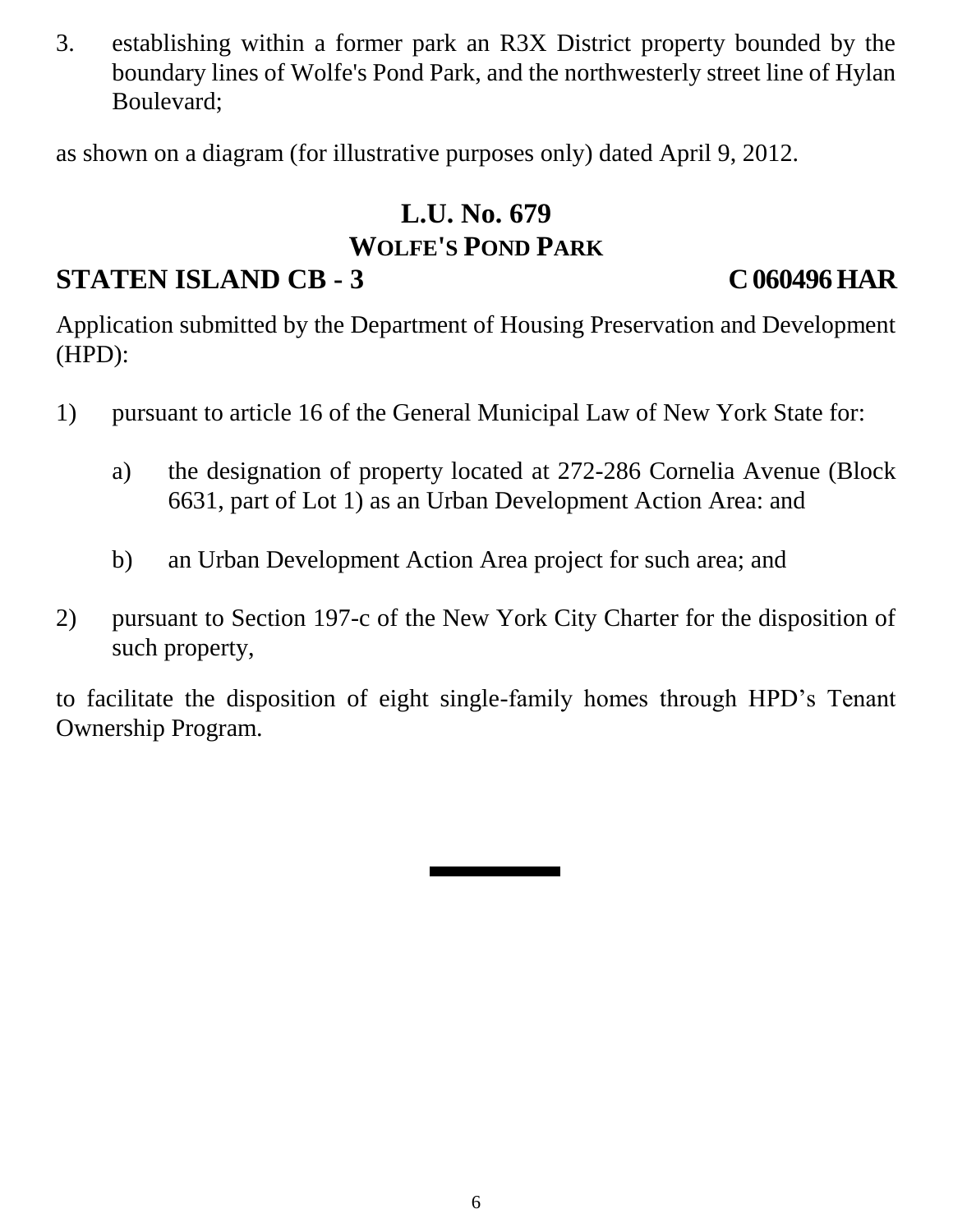3. establishing within a former park an R3X District property bounded by the boundary lines of Wolfe's Pond Park, and the northwesterly street line of Hylan Boulevard;

as shown on a diagram (for illustrative purposes only) dated April 9, 2012.

## L.U. No. 679
## WOLFE'S POND PARK

**STATEN ISLAND CB - 3** **C 060496 HAR**

Application submitted by the Department of Housing Preservation and Development (HPD):

1) pursuant to article 16 of the General Municipal Law of New York State for:

   a) the designation of property located at 272-286 Cornelia Avenue (Block 6631, part of Lot 1) as an Urban Development Action Area: and

   b) an Urban Development Action Area project for such area; and

2) pursuant to Section 197-c of the New York City Charter for the disposition of such property,

to facilitate the disposition of eight single-family homes through HPD's Tenant Ownership Program.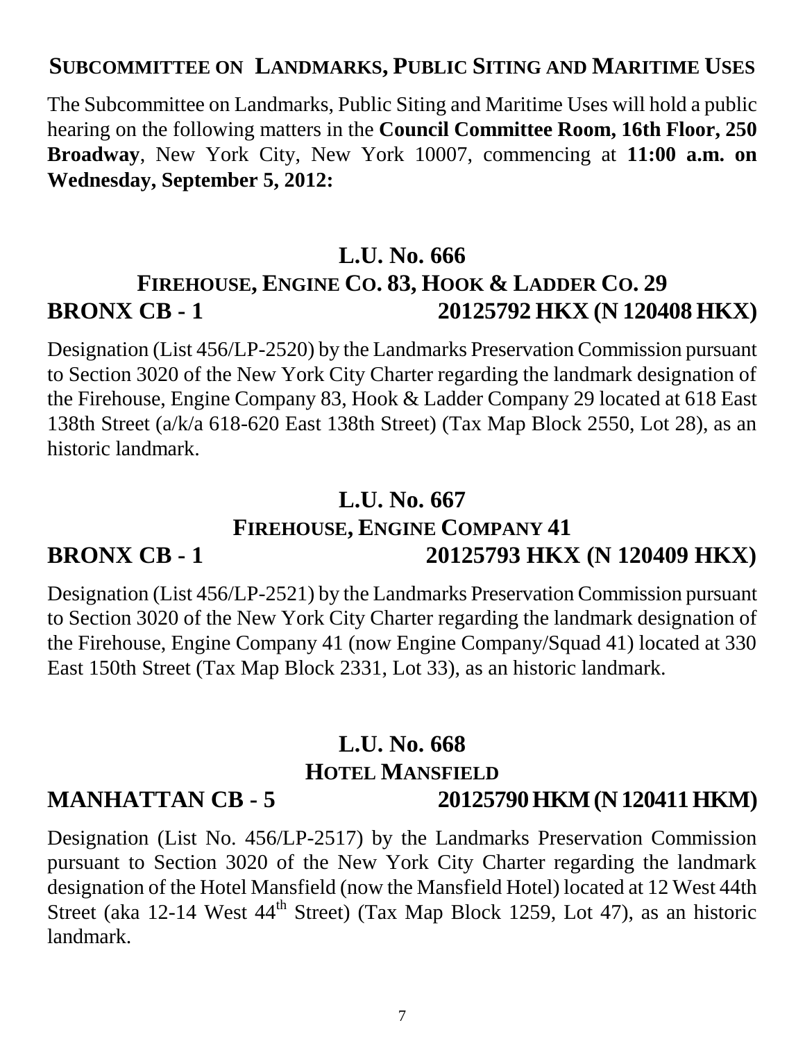## SUBCOMMITTEE ON LANDMARKS, PUBLIC SITING AND MARITIME USES

The Subcommittee on Landmarks, Public Siting and Maritime Uses will hold a public hearing on the following matters in the **Council Committee Room, 16th Floor, 250 Broadway**, New York City, New York 10007, commencing at **11:00 a.m. on Wednesday, September 5, 2012:**

### L.U. No. 666
### FIREHOUSE, ENGINE CO. 83, HOOK & LADDER CO. 29
**BRONX CB - 1** **20125792 HKX (N 120408 HKX)**

Designation (List 456/LP-2520) by the Landmarks Preservation Commission pursuant to Section 3020 of the New York City Charter regarding the landmark designation of the Firehouse, Engine Company 83, Hook & Ladder Company 29 located at 618 East 138th Street (a/k/a 618-620 East 138th Street) (Tax Map Block 2550, Lot 28), as an historic landmark.

### L.U. No. 667
### FIREHOUSE, ENGINE COMPANY 41
**BRONX CB - 1** **20125793 HKX (N 120409 HKX)**

Designation (List 456/LP-2521) by the Landmarks Preservation Commission pursuant to Section 3020 of the New York City Charter regarding the landmark designation of the Firehouse, Engine Company 41 (now Engine Company/Squad 41) located at 330 East 150th Street (Tax Map Block 2331, Lot 33), as an historic landmark.

### L.U. No. 668
### HOTEL MANSFIELD
**MANHATTAN CB - 5** **20125790 HKM (N 120411 HKM)**

Designation (List No. 456/LP-2517) by the Landmarks Preservation Commission pursuant to Section 3020 of the New York City Charter regarding the landmark designation of the Hotel Mansfield (now the Mansfield Hotel) located at 12 West 44th Street (aka 12-14 West 44th Street) (Tax Map Block 1259, Lot 47), as an historic landmark.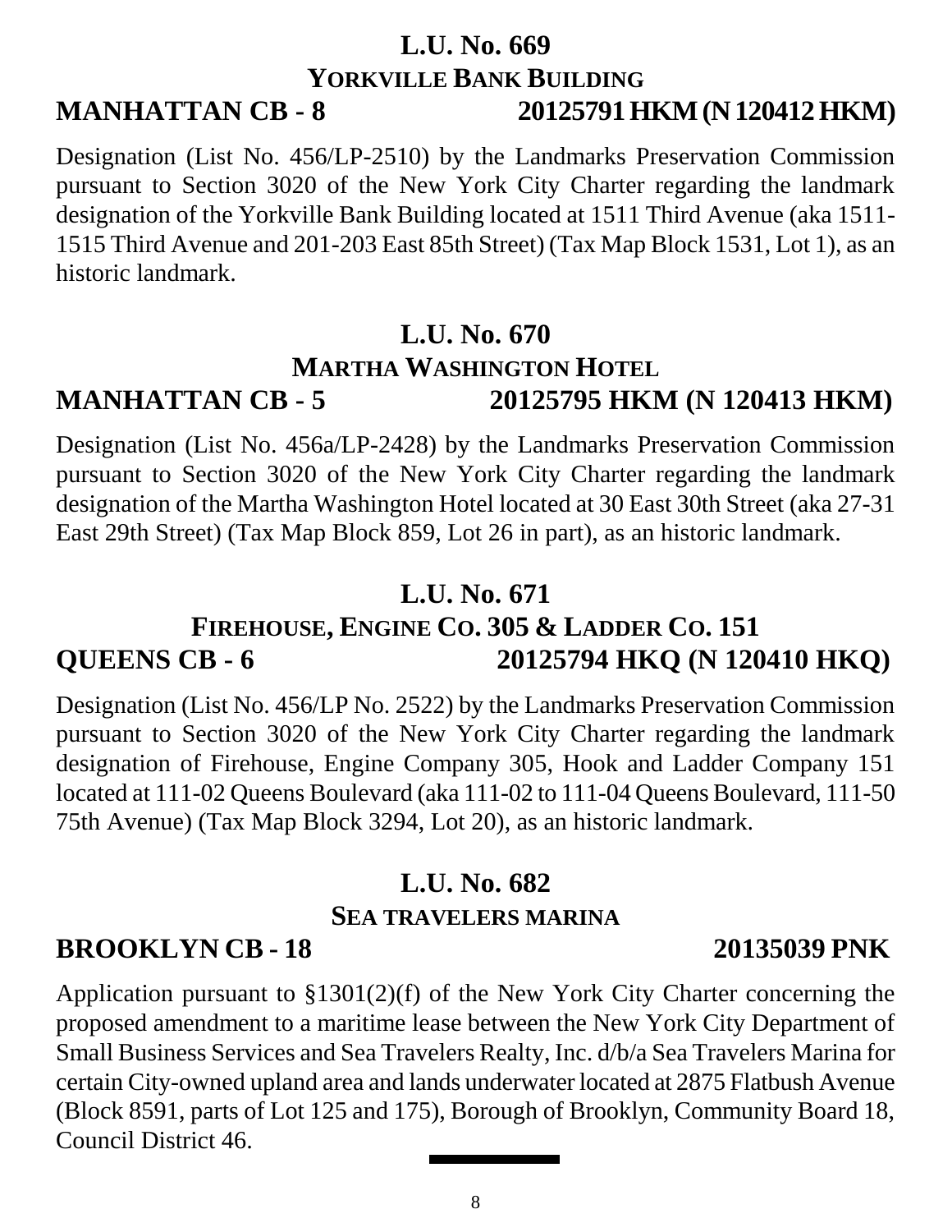## L.U. No. 669

### YORKVILLE BANK BUILDING

**MANHATTAN CB - 8** **20125791 HKM (N 120412 HKM)**

Designation (List No. 456/LP-2510) by the Landmarks Preservation Commission pursuant to Section 3020 of the New York City Charter regarding the landmark designation of the Yorkville Bank Building located at 1511 Third Avenue (aka 1511-1515 Third Avenue and 201-203 East 85th Street) (Tax Map Block 1531, Lot 1), as an historic landmark.

## L.U. No. 670

### MARTHA WASHINGTON HOTEL

**MANHATTAN CB - 5** **20125795 HKM (N 120413 HKM)**

Designation (List No. 456a/LP-2428) by the Landmarks Preservation Commission pursuant to Section 3020 of the New York City Charter regarding the landmark designation of the Martha Washington Hotel located at 30 East 30th Street (aka 27-31 East 29th Street) (Tax Map Block 859, Lot 26 in part), as an historic landmark.

## L.U. No. 671

### FIREHOUSE, ENGINE CO. 305 & LADDER CO. 151

**QUEENS CB - 6** **20125794 HKQ (N 120410 HKQ)**

Designation (List No. 456/LP No. 2522) by the Landmarks Preservation Commission pursuant to Section 3020 of the New York City Charter regarding the landmark designation of Firehouse, Engine Company 305, Hook and Ladder Company 151 located at 111-02 Queens Boulevard (aka 111-02 to 111-04 Queens Boulevard, 111-50 75th Avenue) (Tax Map Block 3294, Lot 20), as an historic landmark.

## L.U. No. 682

### SEA TRAVELERS MARINA

**BROOKLYN CB - 18** **20135039 PNK**

Application pursuant to §1301(2)(f) of the New York City Charter concerning the proposed amendment to a maritime lease between the New York City Department of Small Business Services and Sea Travelers Realty, Inc. d/b/a Sea Travelers Marina for certain City-owned upland area and lands underwater located at 2875 Flatbush Avenue (Block 8591, parts of Lot 125 and 175), Borough of Brooklyn, Community Board 18, Council District 46.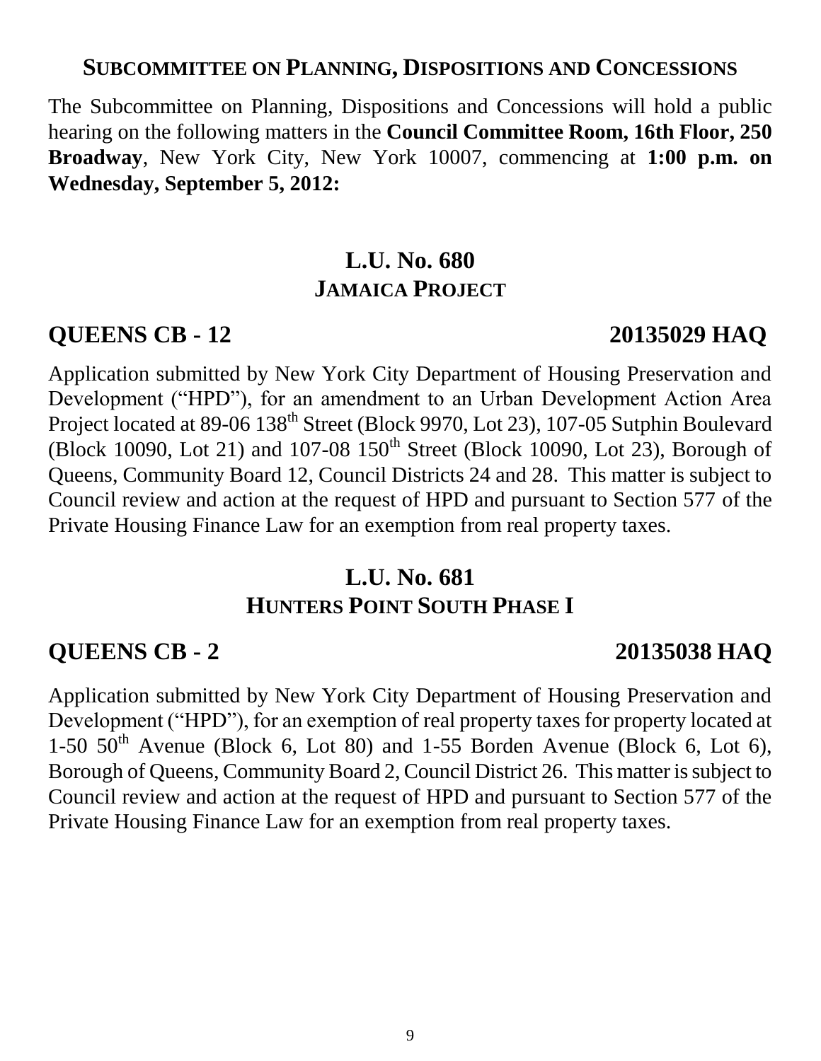## SUBCOMMITTEE ON PLANNING, DISPOSITIONS AND CONCESSIONS

The Subcommittee on Planning, Dispositions and Concessions will hold a public hearing on the following matters in the **Council Committee Room, 16th Floor, 250 Broadway**, New York City, New York 10007, commencing at **1:00 p.m. on Wednesday, September 5, 2012:**

### L.U. No. 680
### JAMAICA PROJECT

**QUEENS CB - 12** **20135029 HAQ**

Application submitted by New York City Department of Housing Preservation and Development ("HPD"), for an amendment to an Urban Development Action Area Project located at 89-06 138th Street (Block 9970, Lot 23), 107-05 Sutphin Boulevard (Block 10090, Lot 21) and 107-08 150th Street (Block 10090, Lot 23), Borough of Queens, Community Board 12, Council Districts 24 and 28. This matter is subject to Council review and action at the request of HPD and pursuant to Section 577 of the Private Housing Finance Law for an exemption from real property taxes.

### L.U. No. 681
### HUNTERS POINT SOUTH PHASE I

**QUEENS CB - 2** **20135038 HAQ**

Application submitted by New York City Department of Housing Preservation and Development ("HPD"), for an exemption of real property taxes for property located at 1-50 50th Avenue (Block 6, Lot 80) and 1-55 Borden Avenue (Block 6, Lot 6), Borough of Queens, Community Board 2, Council District 26. This matter is subject to Council review and action at the request of HPD and pursuant to Section 577 of the Private Housing Finance Law for an exemption from real property taxes.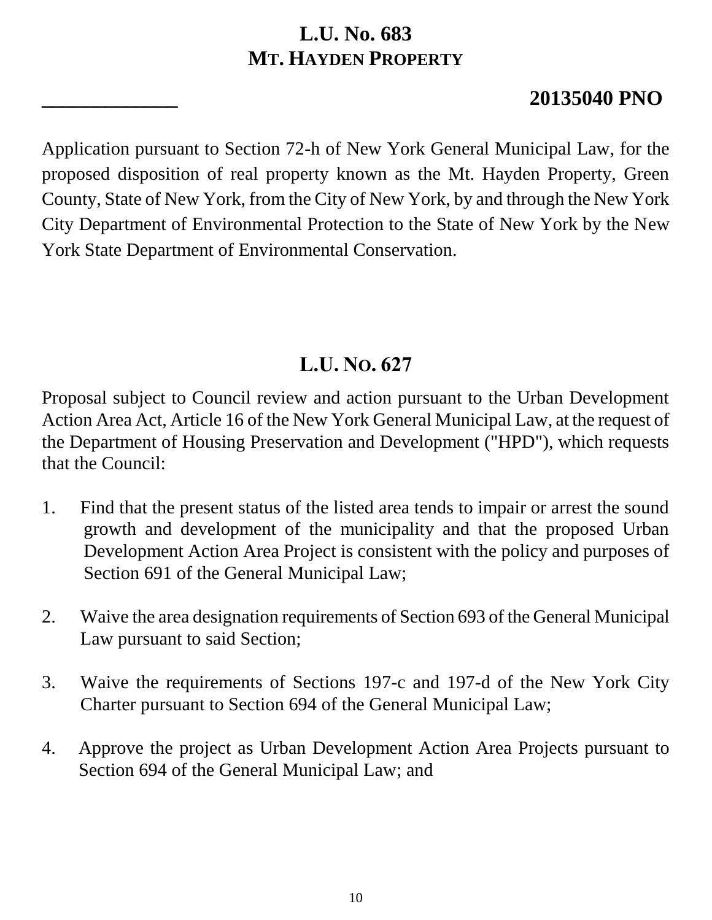## L.U. No. 683
## MT. HAYDEN PROPERTY

**____________ 20135040 PNO**

Application pursuant to Section 72-h of New York General Municipal Law, for the proposed disposition of real property known as the Mt. Hayden Property, Green County, State of New York, from the City of New York, by and through the New York City Department of Environmental Protection to the State of New York by the New York State Department of Environmental Conservation.

## L.U. NO. 627

Proposal subject to Council review and action pursuant to the Urban Development Action Area Act, Article 16 of the New York General Municipal Law, at the request of the Department of Housing Preservation and Development ("HPD"), which requests that the Council:

1. Find that the present status of the listed area tends to impair or arrest the sound growth and development of the municipality and that the proposed Urban Development Action Area Project is consistent with the policy and purposes of Section 691 of the General Municipal Law;

2. Waive the area designation requirements of Section 693 of the General Municipal Law pursuant to said Section;

3. Waive the requirements of Sections 197-c and 197-d of the New York City Charter pursuant to Section 694 of the General Municipal Law;

4. Approve the project as Urban Development Action Area Projects pursuant to Section 694 of the General Municipal Law; and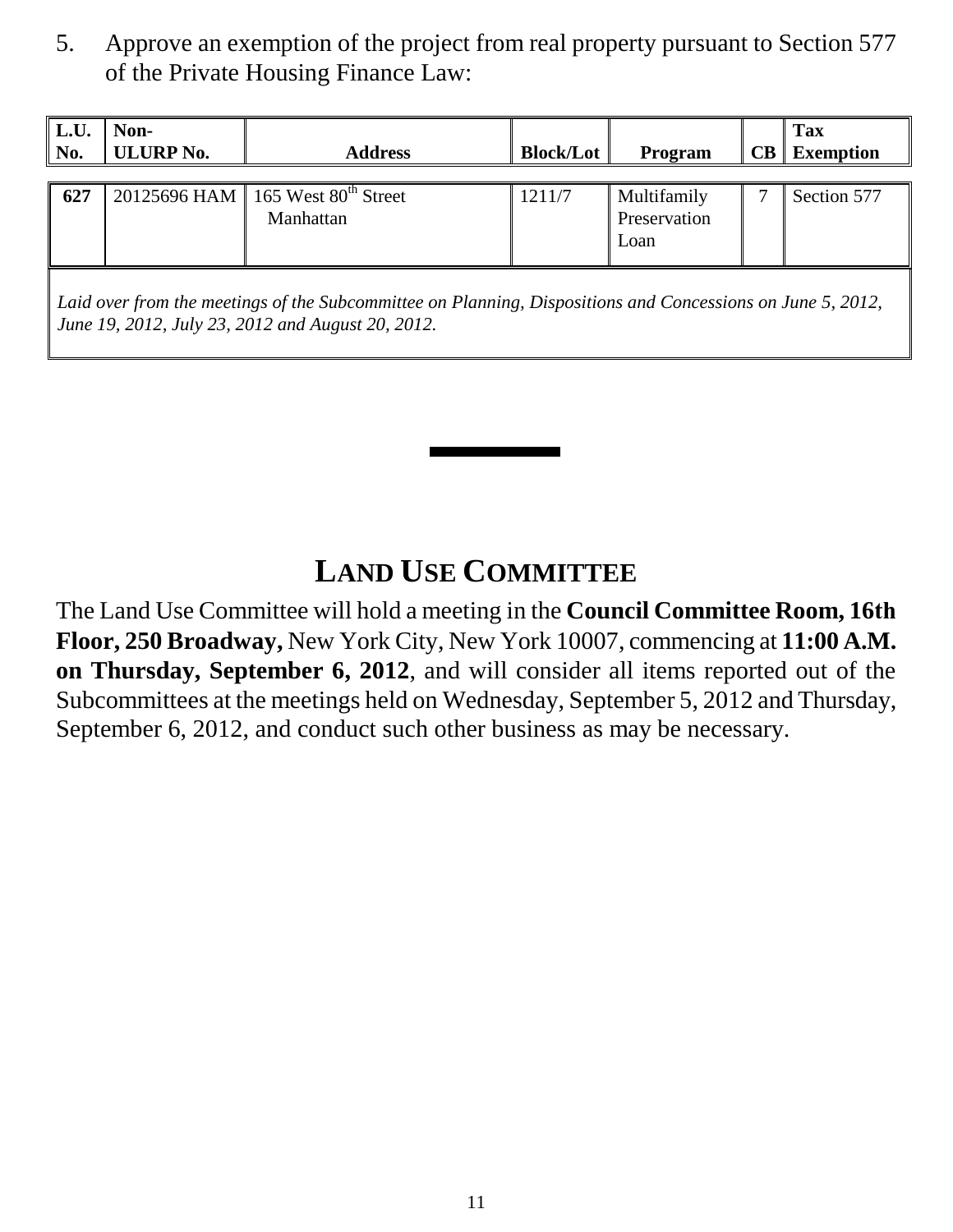5. Approve an exemption of the project from real property pursuant to Section 577 of the Private Housing Finance Law:

| L.U. No. | Non-ULURP No. | Address | Block/Lot | Program | CB | Tax Exemption |
|---|---|---|---|---|---|---|
| **627** | 20125696 HAM | 165 West 80th Street Manhattan | 1211/7 | Multifamily Preservation Loan | 7 | Section 577 |

*Laid over from the meetings of the Subcommittee on Planning, Dispositions and Concessions on June 5, 2012, June 19, 2012, July 23, 2012 and August 20, 2012.*

# LAND USE COMMITTEE

The Land Use Committee will hold a meeting in the **Council Committee Room, 16th Floor, 250 Broadway,** New York City, New York 10007, commencing at **11:00 A.M. on Thursday, September 6, 2012**, and will consider all items reported out of the Subcommittees at the meetings held on Wednesday, September 5, 2012 and Thursday, September 6, 2012, and conduct such other business as may be necessary.